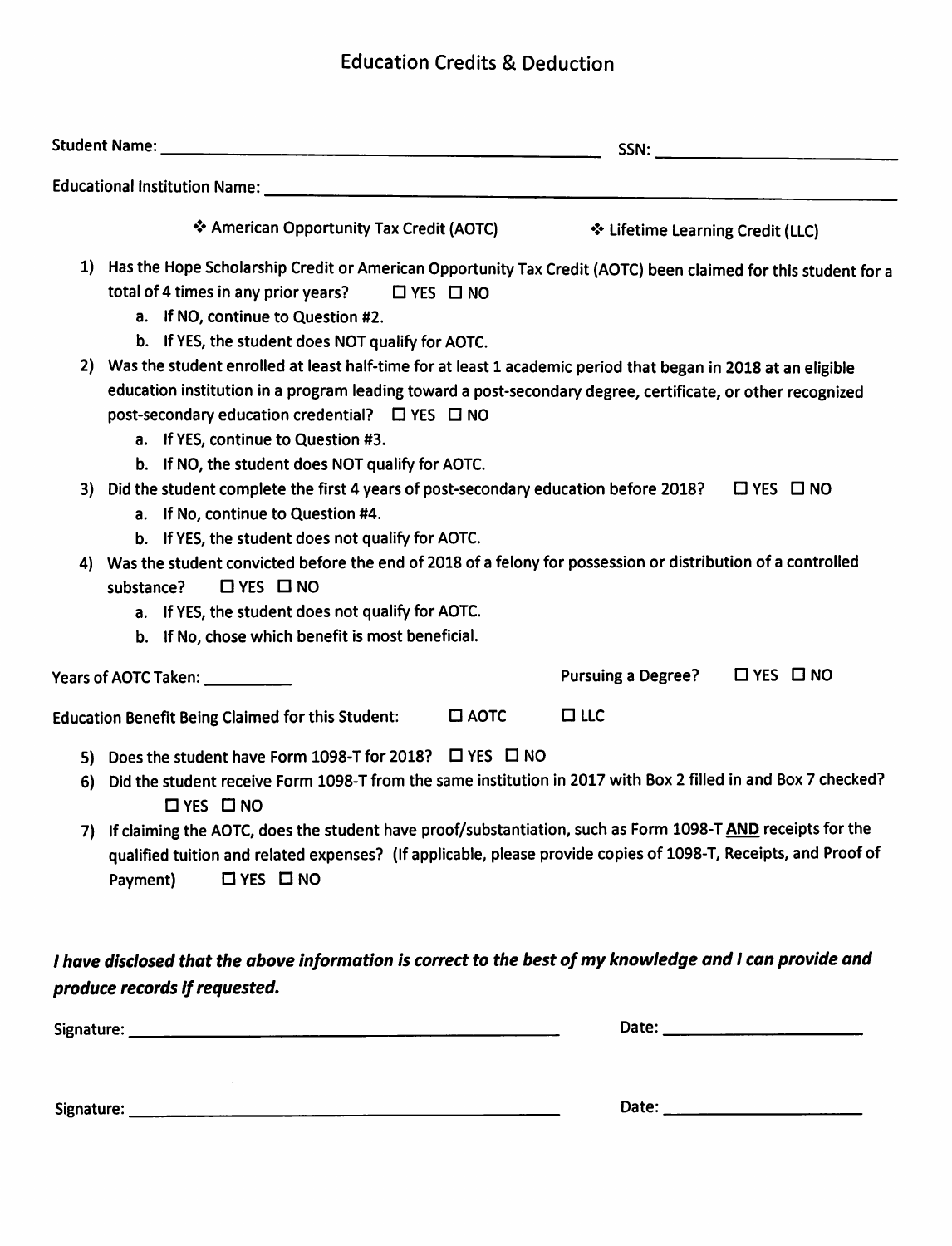# Education Credits & Deduction

Student Name: ______________________________ SSN: ____________________

Educational Institution Name: ____________________________________________

❖ American Opportunity Tax Credit (AOTC) ❖ Lifetime Learning Credit (LLC)

1) Has the Hope Scholarship Credit or American Opportunity Tax Credit (AOTC) been claimed for this student for a total of 4 times in any prior years? ☐ YES ☐ NO
   a. If NO, continue to Question #2.
   b. If YES, the student does NOT qualify for AOTC.
2) Was the student enrolled at least half-time for at least 1 academic period that began in 2018 at an eligible education institution in a program leading toward a post-secondary degree, certificate, or other recognized post-secondary education credential? ☐ YES ☐ NO
   a. If YES, continue to Question #3.
   b. If NO, the student does NOT qualify for AOTC.
3) Did the student complete the first 4 years of post-secondary education before 2018? ☐ YES ☐ NO
   a. If No, continue to Question #4.
   b. If YES, the student does not qualify for AOTC.
4) Was the student convicted before the end of 2018 of a felony for possession or distribution of a controlled substance? ☐ YES ☐ NO
   a. If YES, the student does not qualify for AOTC.
   b. If No, chose which benefit is most beneficial.

Years of AOTC Taken: __________ Pursuing a Degree? ☐ YES ☐ NO

Education Benefit Being Claimed for this Student: ☐ AOTC ☐ LLC

5) Does the student have Form 1098-T for 2018? ☐ YES ☐ NO
6) Did the student receive Form 1098-T from the same institution in 2017 with Box 2 filled in and Box 7 checked? ☐ YES ☐ NO
7) If claiming the AOTC, does the student have proof/substantiation, such as Form 1098-T **AND** receipts for the qualified tuition and related expenses? (If applicable, please provide copies of 1098-T, Receipts, and Proof of Payment) ☐ YES ☐ NO

***I have disclosed that the above information is correct to the best of my knowledge and I can provide and produce records if requested.***

Signature: ______________________________ Date: ____________________

Signature: ______________________________ Date: ____________________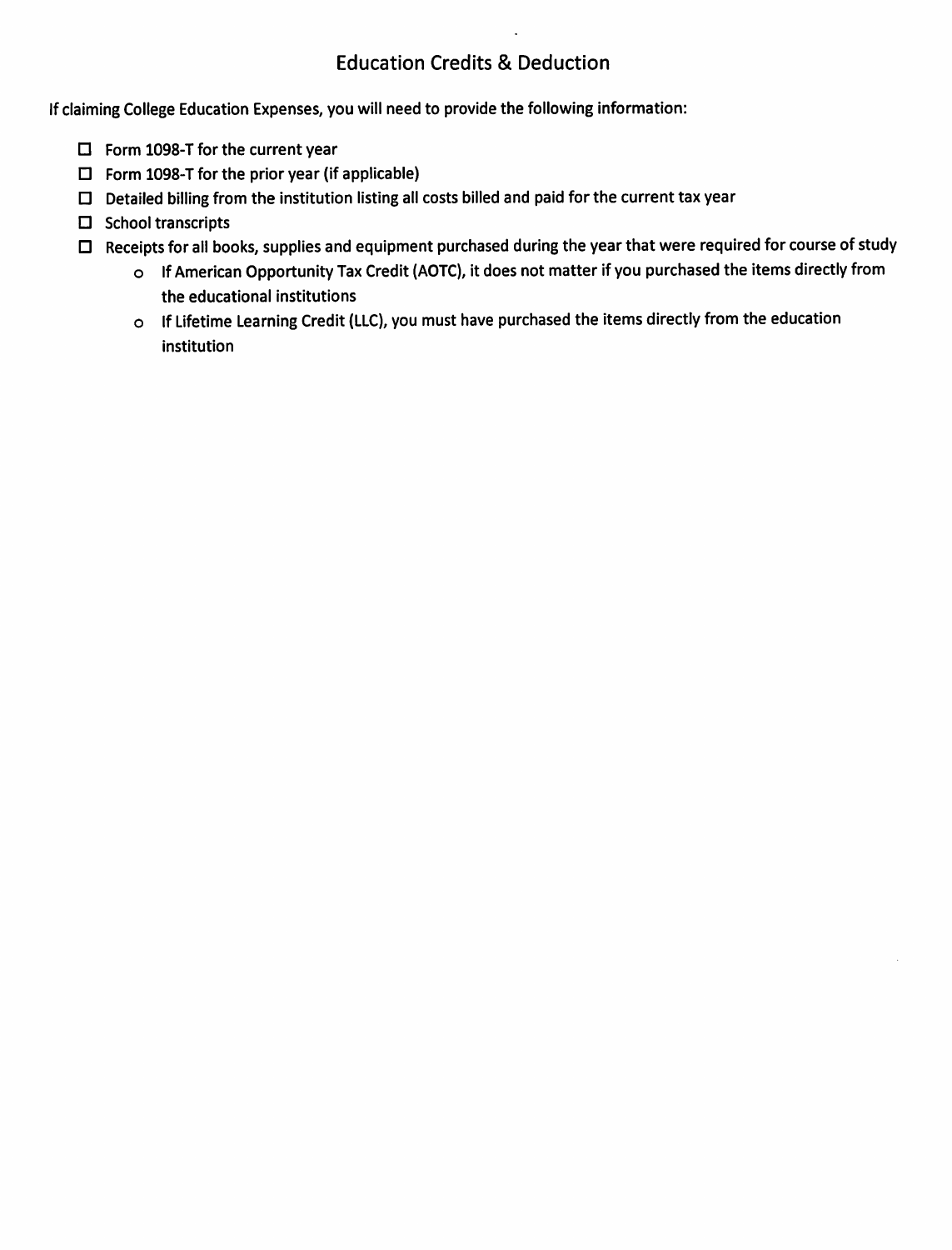# Education Credits & Deduction

If claiming College Education Expenses, you will need to provide the following information:

- ☐ Form 1098-T for the current year
- ☐ Form 1098-T for the prior year (if applicable)
- ☐ Detailed billing from the institution listing all costs billed and paid for the current tax year
- ☐ School transcripts
- ☐ Receipts for all books, supplies and equipment purchased during the year that were required for course of study
  - If American Opportunity Tax Credit (AOTC), it does not matter if you purchased the items directly from the educational institutions
  - If Lifetime Learning Credit (LLC), you must have purchased the items directly from the education institution